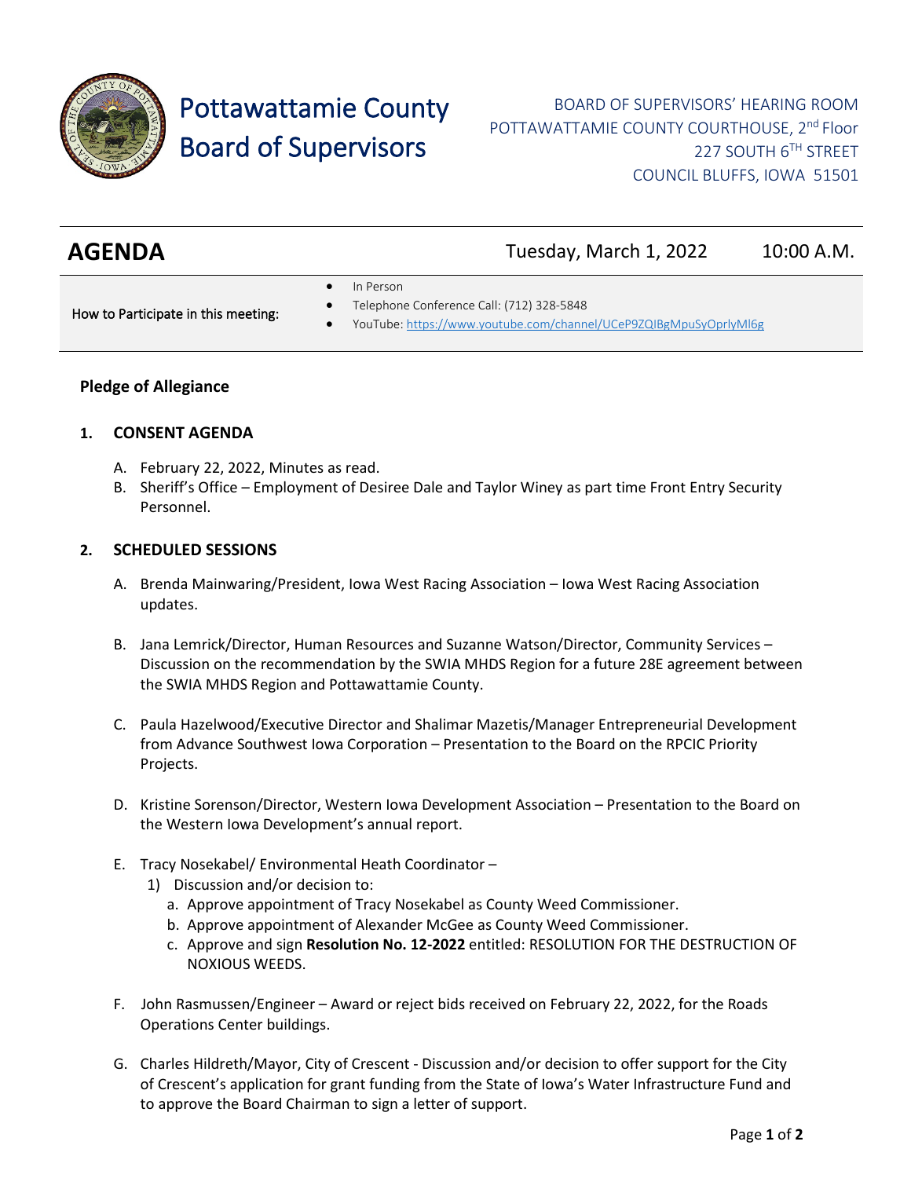# Pottawattamie County Board of Supervisors

BOARD OF SUPERVISORS' HEARING ROOM
POTTAWATTAMIE COUNTY COURTHOUSE, 2nd Floor
227 SOUTH 6TH STREET
COUNCIL BLUFFS, IOWA 51501

## AGENDA

Tuesday, March 1, 2022 10:00 A.M.

How to Participate in this meeting:

- In Person
- Telephone Conference Call: (712) 328-5848
- YouTube: https://www.youtube.com/channel/UCeP9ZQIBgMpuSyOprlyMl6g

**Pledge of Allegiance**

### 1. CONSENT AGENDA

A. February 22, 2022, Minutes as read.

B. Sheriff's Office – Employment of Desiree Dale and Taylor Winey as part time Front Entry Security Personnel.

### 2. SCHEDULED SESSIONS

A. Brenda Mainwaring/President, Iowa West Racing Association – Iowa West Racing Association updates.

B. Jana Lemrick/Director, Human Resources and Suzanne Watson/Director, Community Services – Discussion on the recommendation by the SWIA MHDS Region for a future 28E agreement between the SWIA MHDS Region and Pottawattamie County.

C. Paula Hazelwood/Executive Director and Shalimar Mazetis/Manager Entrepreneurial Development from Advance Southwest Iowa Corporation – Presentation to the Board on the RPCIC Priority Projects.

D. Kristine Sorenson/Director, Western Iowa Development Association – Presentation to the Board on the Western Iowa Development's annual report.

E. Tracy Nosekabel/ Environmental Heath Coordinator –

1) Discussion and/or decision to:
   a. Approve appointment of Tracy Nosekabel as County Weed Commissioner.
   b. Approve appointment of Alexander McGee as County Weed Commissioner.
   c. Approve and sign **Resolution No. 12-2022** entitled: RESOLUTION FOR THE DESTRUCTION OF NOXIOUS WEEDS.

F. John Rasmussen/Engineer – Award or reject bids received on February 22, 2022, for the Roads Operations Center buildings.

G. Charles Hildreth/Mayor, City of Crescent - Discussion and/or decision to offer support for the City of Crescent's application for grant funding from the State of Iowa's Water Infrastructure Fund and to approve the Board Chairman to sign a letter of support.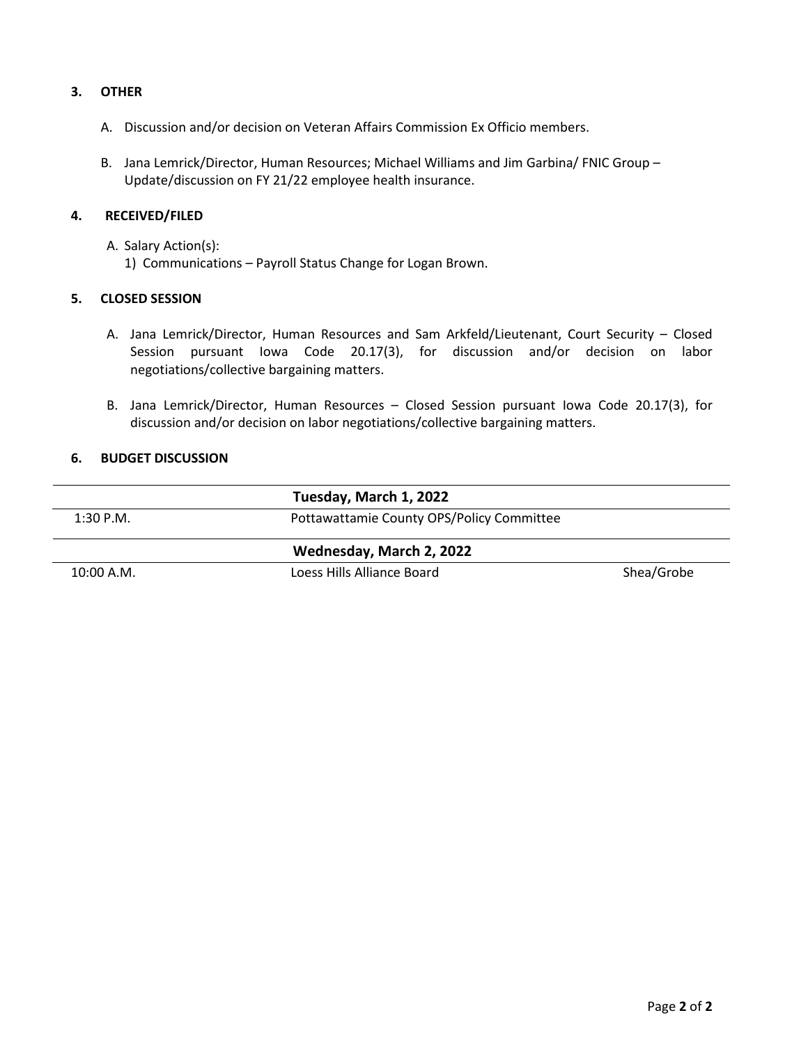### 3. OTHER

A. Discussion and/or decision on Veteran Affairs Commission Ex Officio members.

B. Jana Lemrick/Director, Human Resources; Michael Williams and Jim Garbina/ FNIC Group – Update/discussion on FY 21/22 employee health insurance.

### 4. RECEIVED/FILED

A. Salary Action(s):
   1) Communications – Payroll Status Change for Logan Brown.

### 5. CLOSED SESSION

A. Jana Lemrick/Director, Human Resources and Sam Arkfeld/Lieutenant, Court Security – Closed Session pursuant Iowa Code 20.17(3), for discussion and/or decision on labor negotiations/collective bargaining matters.

B. Jana Lemrick/Director, Human Resources – Closed Session pursuant Iowa Code 20.17(3), for discussion and/or decision on labor negotiations/collective bargaining matters.

### 6. BUDGET DISCUSSION

| | | |
|---|---|---|
| | **Tuesday, March 1, 2022** | |
| 1:30 P.M. | Pottawattamie County OPS/Policy Committee | |
| | **Wednesday, March 2, 2022** | |
| 10:00 A.M. | Loess Hills Alliance Board | Shea/Grobe |